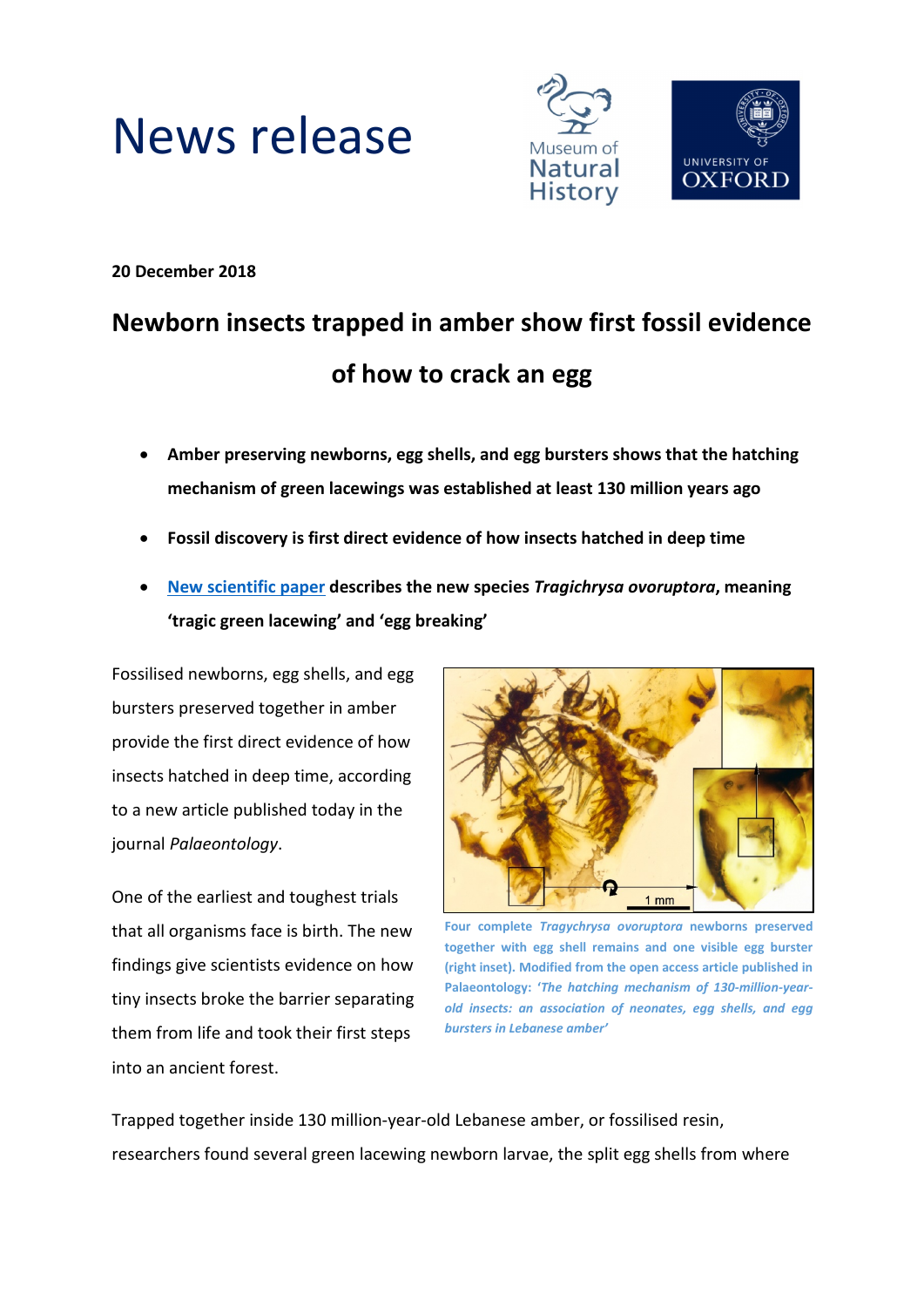# News release

**20 December 2018**

## Newborn insects trapped in amber show first fossil evidence of how to crack an egg

- **Amber preserving newborns, egg shells, and egg bursters shows that the hatching mechanism of green lacewings was established at least 130 million years ago**
- **Fossil discovery is first direct evidence of how insects hatched in deep time**
- **[New scientific paper](#) describes the new species *Tragichrysa ovoruptora*, meaning 'tragic green lacewing' and 'egg breaking'**

Fossilised newborns, egg shells, and egg bursters preserved together in amber provide the first direct evidence of how insects hatched in deep time, according to a new article published today in the journal *Palaeontology*.

One of the earliest and toughest trials that all organisms face is birth. The new findings give scientists evidence on how tiny insects broke the barrier separating them from life and took their first steps into an ancient forest.

Four complete *Tragychrysa ovoruptora* newborns preserved together with egg shell remains and one visible egg burster (right inset). Modified from the open access article published in Palaeontology: *'The hatching mechanism of 130-million-year-old insects: an association of neonates, egg shells, and egg bursters in Lebanese amber'*

Trapped together inside 130 million-year-old Lebanese amber, or fossilised resin, researchers found several green lacewing newborn larvae, the split egg shells from where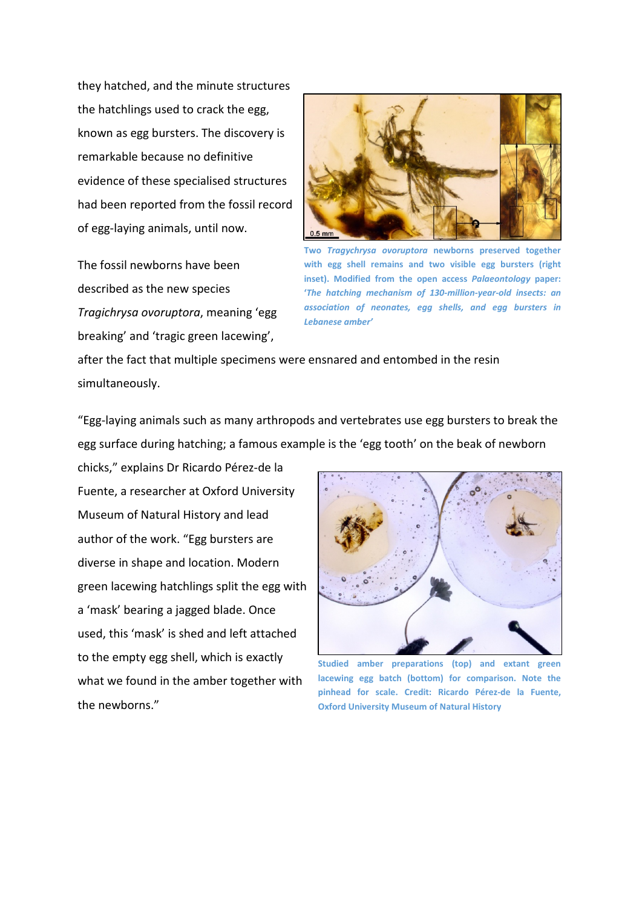they hatched, and the minute structures the hatchlings used to crack the egg, known as egg bursters. The discovery is remarkable because no definitive evidence of these specialised structures had been reported from the fossil record of egg-laying animals, until now.

**Two *Tragychrysa ovoruptora* newborns preserved together with egg shell remains and two visible egg bursters (right inset). Modified from the open access *Palaeontology* paper: '*The hatching mechanism of 130-million-year-old insects: an association of neonates, egg shells, and egg bursters in Lebanese amber*'**

The fossil newborns have been described as the new species *Tragichrysa ovoruptora*, meaning 'egg breaking' and 'tragic green lacewing', after the fact that multiple specimens were ensnared and entombed in the resin simultaneously.

"Egg-laying animals such as many arthropods and vertebrates use egg bursters to break the egg surface during hatching; a famous example is the 'egg tooth' on the beak of newborn chicks," explains Dr Ricardo Pérez-de la Fuente, a researcher at Oxford University Museum of Natural History and lead author of the work. "Egg bursters are diverse in shape and location. Modern green lacewing hatchlings split the egg with a 'mask' bearing a jagged blade. Once used, this 'mask' is shed and left attached to the empty egg shell, which is exactly what we found in the amber together with the newborns."

**Studied amber preparations (top) and extant green lacewing egg batch (bottom) for comparison. Note the pinhead for scale. Credit: Ricardo Pérez-de la Fuente, Oxford University Museum of Natural History**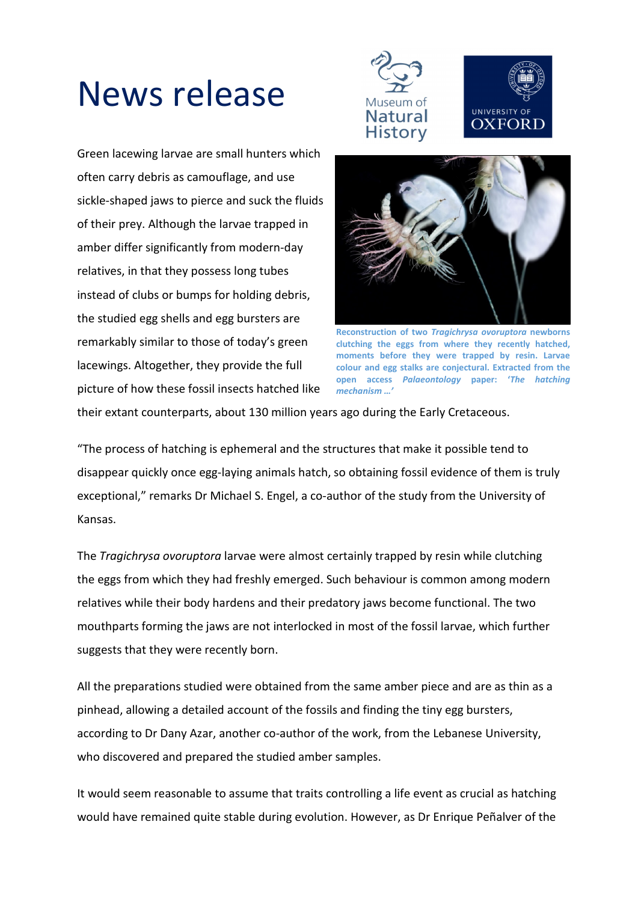# News release

Green lacewing larvae are small hunters which often carry debris as camouflage, and use sickle-shaped jaws to pierce and suck the fluids of their prey. Although the larvae trapped in amber differ significantly from modern-day relatives, in that they possess long tubes instead of clubs or bumps for holding debris, the studied egg shells and egg bursters are remarkably similar to those of today's green lacewings. Altogether, they provide the full picture of how these fossil insects hatched like their extant counterparts, about 130 million years ago during the Early Cretaceous.

**Reconstruction of two *Tragichrysa ovoruptora* newborns clutching the eggs from where they recently hatched, moments before they were trapped by resin. Larvae colour and egg stalks are conjectural. Extracted from the open access *Palaeontology* paper: '*The hatching mechanism …*'**

"The process of hatching is ephemeral and the structures that make it possible tend to disappear quickly once egg-laying animals hatch, so obtaining fossil evidence of them is truly exceptional," remarks Dr Michael S. Engel, a co-author of the study from the University of Kansas.

The *Tragichrysa ovoruptora* larvae were almost certainly trapped by resin while clutching the eggs from which they had freshly emerged. Such behaviour is common among modern relatives while their body hardens and their predatory jaws become functional. The two mouthparts forming the jaws are not interlocked in most of the fossil larvae, which further suggests that they were recently born.

All the preparations studied were obtained from the same amber piece and are as thin as a pinhead, allowing a detailed account of the fossils and finding the tiny egg bursters, according to Dr Dany Azar, another co-author of the work, from the Lebanese University, who discovered and prepared the studied amber samples.

It would seem reasonable to assume that traits controlling a life event as crucial as hatching would have remained quite stable during evolution. However, as Dr Enrique Peñalver of the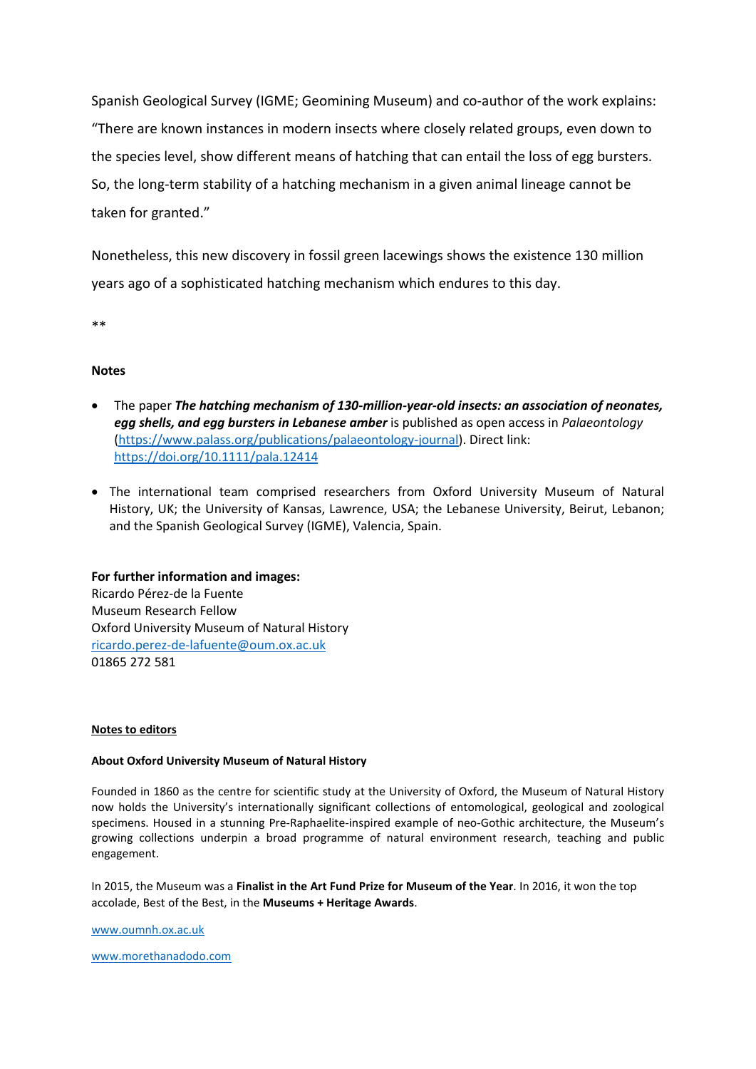Spanish Geological Survey (IGME; Geomining Museum) and co-author of the work explains: "There are known instances in modern insects where closely related groups, even down to the species level, show different means of hatching that can entail the loss of egg bursters. So, the long-term stability of a hatching mechanism in a given animal lineage cannot be taken for granted."

Nonetheless, this new discovery in fossil green lacewings shows the existence 130 million years ago of a sophisticated hatching mechanism which endures to this day.

**

**Notes**

- The paper ***The hatching mechanism of 130-million-year-old insects: an association of neonates, egg shells, and egg bursters in Lebanese amber*** is published as open access in *Palaeontology* ([https://www.palass.org/publications/palaeontology-journal](https://www.palass.org/publications/palaeontology-journal)). Direct link: [https://doi.org/10.1111/pala.12414](https://doi.org/10.1111/pala.12414)
- The international team comprised researchers from Oxford University Museum of Natural History, UK; the University of Kansas, Lawrence, USA; the Lebanese University, Beirut, Lebanon; and the Spanish Geological Survey (IGME), Valencia, Spain.

**For further information and images:**
Ricardo Pérez-de la Fuente
Museum Research Fellow
Oxford University Museum of Natural History
[ricardo.perez-de-lafuente@oum.ox.ac.uk](mailto:ricardo.perez-de-lafuente@oum.ox.ac.uk)
01865 272 581

**Notes to editors**

**About Oxford University Museum of Natural History**

Founded in 1860 as the centre for scientific study at the University of Oxford, the Museum of Natural History now holds the University's internationally significant collections of entomological, geological and zoological specimens. Housed in a stunning Pre-Raphaelite-inspired example of neo-Gothic architecture, the Museum's growing collections underpin a broad programme of natural environment research, teaching and public engagement.

In 2015, the Museum was a **Finalist in the Art Fund Prize for Museum of the Year**. In 2016, it won the top accolade, Best of the Best, in the **Museums + Heritage Awards**.

[www.oumnh.ox.ac.uk](http://www.oumnh.ox.ac.uk)

[www.morethanadodo.com](http://www.morethanadodo.com)